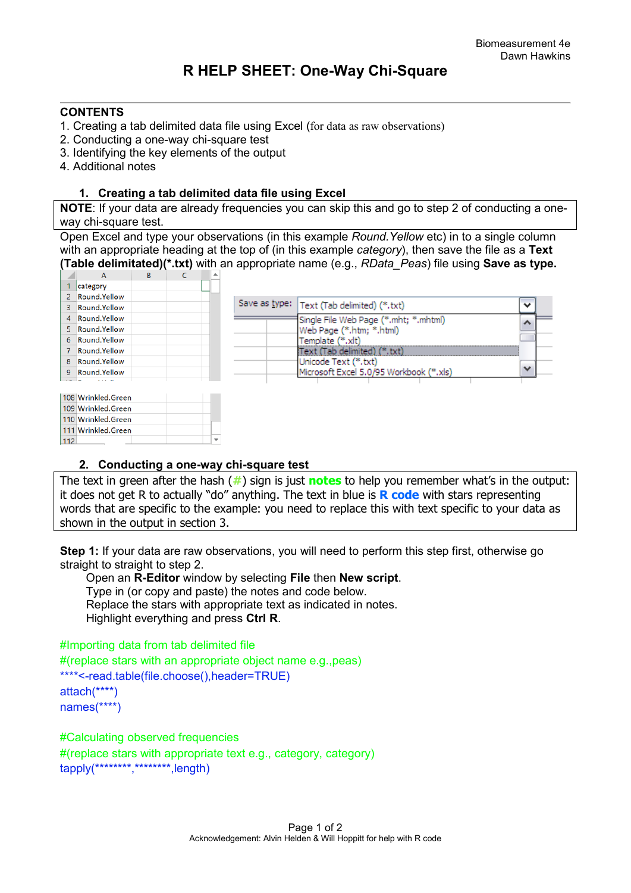# R HELP SHEET: One-Way Chi-Square

## CONTENTS

1. Creating a tab delimited data file using Excel (for data as raw observations)
2. Conducting a one-way chi-square test
3. Identifying the key elements of the output
4. Additional notes

### 1. Creating a tab delimited data file using Excel

**NOTE**: If your data are already frequencies you can skip this and go to step 2 of conducting a one-way chi-square test.

Open Excel and type your observations (in this example *Round.Yellow* etc) in to a single column with an appropriate heading at the top of (in this example *category*), then save the file as a **Text (Table delimitated)(*.txt)** with an appropriate name (e.g., *RData_Peas*) file using **Save as type.**

| | A | B | C |
|---|---|---|---|
| 1 | category | | |
| 2 | Round.Yellow | | |
| 3 | Round.Yellow | | |
| 4 | Round.Yellow | | |
| 5 | Round.Yellow | | |
| 6 | Round.Yellow | | |
| 7 | Round.Yellow | | |
| 8 | Round.Yellow | | |
| 9 | Round.Yellow | | |
| 108 | Wrinkled.Green | | |
| 109 | Wrinkled.Green | | |
| 110 | Wrinkled.Green | | |
| 111 | Wrinkled.Green | | |
| 112 | | | |

Save as type: Text (Tab delimited) (*.txt)

- Single File Web Page (*.mht; *.mhtml)
- Web Page (*.htm; *.html)
- Template (*.xlt)
- Text (Tab delimited) (*.txt)
- Unicode Text (*.txt)
- Microsoft Excel 5.0/95 Workbook (*.xls)

### 2. Conducting a one-way chi-square test

The text in green after the hash (#) sign is just **notes** to help you remember what's in the output: it does not get R to actually "do" anything. The text in blue is **R code** with stars representing words that are specific to the example: you need to replace this with text specific to your data as shown in the output in section 3.

**Step 1:** If your data are raw observations, you will need to perform this step first, otherwise go straight to straight to step 2.

Open an **R-Editor** window by selecting **File** then **New script**.
Type in (or copy and paste) the notes and code below.
Replace the stars with appropriate text as indicated in notes.
Highlight everything and press **Ctrl R**.

```
#Importing data from tab delimited file
#(replace stars with an appropriate object name e.g.,peas)
****<-read.table(file.choose(),header=TRUE)
attach(****)
names(****)

#Calculating observed frequencies
#(replace stars with appropriate text e.g., category, category)
tapply(********,********,length)
```

Acknowledgement: Alvin Helden & Will Hoppitt for help with R code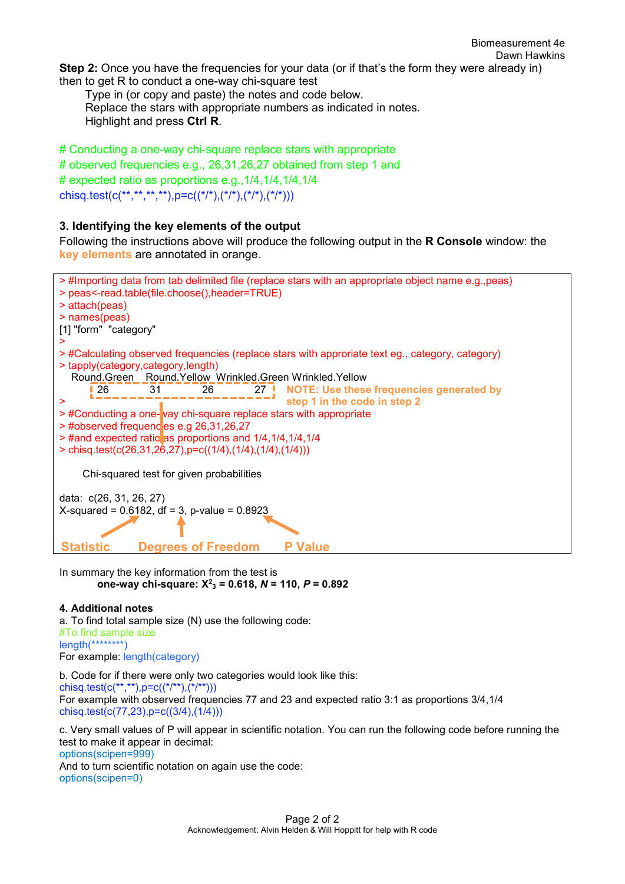**Step 2:** Once you have the frequencies for your data (or if that's the form they were already in) then to get R to conduct a one-way chi-square test

Type in (or copy and paste) the notes and code below.
Replace the stars with appropriate numbers as indicated in notes.
Highlight and press **Ctrl R**.

```
# Conducting a one-way chi-square replace stars with appropriate
# observed frequencies e.g., 26,31,26,27 obtained from step 1 and
# expected ratio as proportions e.g.,1/4,1/4,1/4,1/4
chisq.test(c(**,**,**,**),p=c((*/*),(*/*),(*/*),(*/*)))
```

### 3. Identifying the key elements of the output

Following the instructions above will produce the following output in the **R Console** window: the **key elements** are annotated in orange.

```
> #Importing data from tab delimited file (replace stars with an appropriate object name e.g.,peas)
> peas<-read.table(file.choose(),header=TRUE)
> attach(peas)
> names(peas)
[1] "form"  "category"
>
> #Calculating observed frequencies (replace stars with approriate text eg., category, category)
> tapply(category,category,length)
  Round.Green  Round.Yellow  Wrinkled.Green Wrinkled.Yellow
        26          31             26              27
>
> #Conducting a one-way chi-square replace stars with appropriate
> #observed frequencies e.g 26,31,26,27
> #and expected ratio as proportions and 1/4,1/4,1/4,1/4
> chisq.test(c(26,31,26,27),p=c((1/4),(1/4),(1/4),(1/4)))

        Chi-squared test for given probabilities

data:  c(26, 31, 26, 27)
X-squared = 0.6182, df = 3, p-value = 0.8923
```

NOTE: Use these frequencies generated by step 1 in the code in step 2

Statistic — Degrees of Freedom — P Value

In summary the key information from the test is

**one-way chi-square: $X^2_3$ = 0.618, *N* = 110, *P* = 0.892**

### 4. Additional notes

a. To find total sample size (N) use the following code:

```
#To find sample size
length(********)
```

For example: `length(category)`

b. Code for if there were only two categories would look like this:

```
chisq.test(c(**,**),p=c((*/**),(*/**)))
```

For example with observed frequencies 77 and 23 and expected ratio 3:1 as proportions 3/4,1/4

```
chisq.test(c(77,23),p=c((3/4),(1/4)))
```

c. Very small values of P will appear in scientific notation. You can run the following code before running the test to make it appear in decimal:

```
options(scipen=999)
```

And to turn scientific notation on again use the code:

```
options(scipen=0)
```

Acknowledgement: Alvin Helden & Will Hoppitt for help with R code